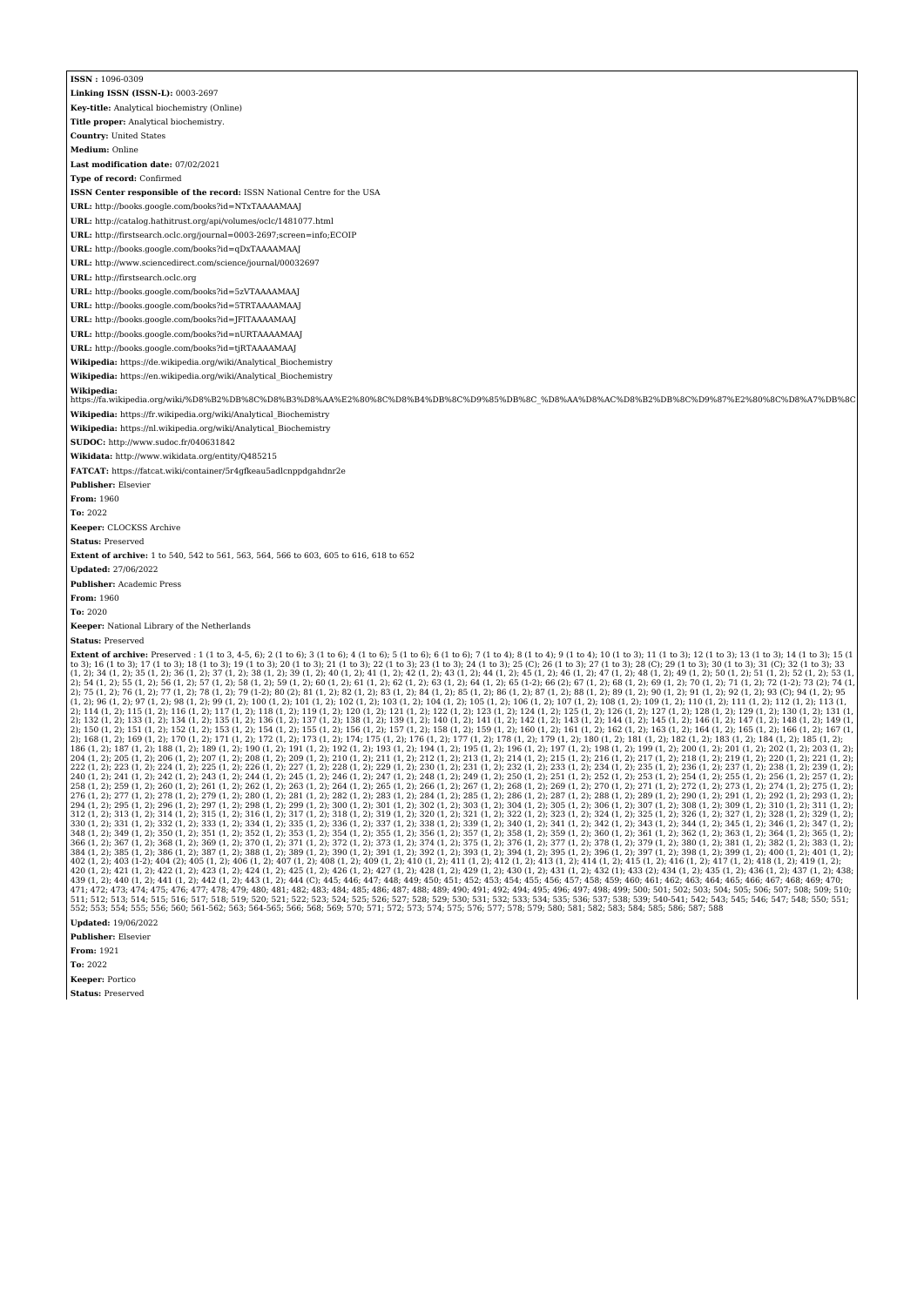**ISSN :** 1096-0309

**Linking ISSN (ISSN-L):** 0003-2697

**Key-title:** Analytical biochemistry (Online)

**Title proper:** Analytical biochemistry.

**Country:** United States

**Medium:** Online

**Last modification date:** 07/02/2021

**Type of record:** Confirmed

**ISSN Center responsible of the record:** ISSN National Centre for the USA

**URL:** http://books.google.com/books?id=NTxTAAAAMAAJ

**URL:** http://catalog.hathitrust.org/api/volumes/oclc/1481077.html

**URL:** http://firstsearch.oclc.org/journal=0003-2697;screen=info;ECOIP

**URL:** http://books.google.com/books?id=qDxTAAAAMAAJ

**URL:** http://www.sciencedirect.com/science/journal/00032697

**URL:** http://firstsearch.oclc.org

**URL:** http://books.google.com/books?id=5zVTAAAAMAAJ

**URL:** http://books.google.com/books?id=5TRTAAAAMAAJ

**URL:** http://books.google.com/books?id=JFITAAAAMAAJ

**URL:** http://books.google.com/books?id=nURTAAAAMAAJ

**URL:** http://books.google.com/books?id=tjRTAAAAMAAJ

**Wikipedia:** https://de.wikipedia.org/wiki/Analytical_Biochemistry

**Wikipedia:** https://en.wikipedia.org/wiki/Analytical_Biochemistry

**Wikipedia:** https://fa.wikipedia.org/wiki/%D8%B2%DB%8C%D8%B3%D8%AA%E2%80%8C%D8%B4%DB%8C%D9%85%DB%8C_%D8%AA%D8%AC%D8%B2%DB%8C%D9%87%E2%80%8C%D8%A7%DB%8C

**Wikipedia:** https://fr.wikipedia.org/wiki/Analytical_Biochemistry

**Wikipedia:** https://nl.wikipedia.org/wiki/Analytical_Biochemistry

**SUDOC:** http://www.sudoc.fr/040631842

**Wikidata:** http://www.wikidata.org/entity/Q485215

**FATCAT:** https://fatcat.wiki/container/5r4gfkeau5adlcnppdgahdnr2e

**Publisher:** Elsevier

**From:** 1960

**To:** 2022

**Keeper:** CLOCKSS Archive

**Status:** Preserved

**Extent of archive:** 1 to 540, 542 to 561, 563, 564, 566 to 603, 605 to 616, 618 to 652

**Updated:** 27/06/2022

**Publisher:** Academic Press

**From:** 1960

**To:** 2020

**Keeper:** National Library of the Netherlands

**Status:** Preserved

**Extent of archive:** Preserved : 1 (1 to 3, 4-5, 6); 2 (1 to 6); 3 (1 to 6); 4 (1 to 6); 5 (1 to 6); 6 (1 to 6); 7 (1 to 4); 8 (1 to 4); 9 (1 to 4); 10 (1 to 3); 11 (1 to 3); 12 (1 to 3); 13 (1 to 3); 14 (1 to 3); 15 (1 to 3); 16 (1 to 3); 17 (1 to 3); 18 (1 to 3); 19 (1 to 3); 20 (1 to 3); 21 (1 to 3); 22 (1 to 3); 23 (1 to 3); 24 (1 to 3); 25 (C); 26 (1 to 3); 27 (1 to 3); 28 (C); 29 (1 to 3); 30 (1 to 3); 31 (C); 32 (1 to 3); 33 (1, 2); 34 (1, 2); 35 (1, 2); 36 (1, 2); 37 (1, 2); 38 (1, 2); 39 (1, 2); 40 (1, 2); 41 (1, 2); 42 (1, 2); 43 (1, 2); 44 (1, 2); 45 (1, 2); 46 (1, 2); 47 (1, 2); 48 (1, 2); 49 (1, 2); 50 (1, 2); 51 (1, 2); 52 (1, 2); 53 (1, 2); 54 (1, 2); 55 (1, 2); 56 (1, 2); 57 (1, 2); 58 (1, 2); 59 (1, 2); 60 (1, 2); 61 (1, 2); 62 (1, 2); 63 (1, 2); 64 (1, 2); 65 (1-2); 66 (2); 67 (1, 2); 68 (1, 2); 69 (1, 2); 70 (1, 2); 71 (1, 2); 72 (1-2); 73 (2); 74 (1, 2); 75 (1, 2); 76 (1, 2); 77 (1, 2); 78 (1, 2); 79 (1-2); 80 (2); 81 (1, 2); 82 (1, 2); 83 (1, 2); 84 (1, 2); 85 (1, 2); 86 (1, 2); 87 (1, 2); 88 (1, 2); 89 (1, 2); 90 (1, 2); 91 (1, 2); 92 (1, 2); 93 (C); 94 (1, 2); 95 (1, 2); 96 (1, 2); 97 (1, 2); 98 (1, 2); 99 (1, 2); 100 (1, 2); 101 (1, 2); 102 (1, 2); 103 (1, 2); 104 (1, 2); 105 (1, 2); 106 (1, 2); 107 (1, 2); 108 (1, 2); 109 (1, 2); 110 (1, 2); 111 (1, 2); 112 (1, 2); 113 (1, 2); 114 (1, 2); 115 (1, 2); 116 (1, 2); 117 (1, 2); 118 (1, 2); 119 (1, 2); 120 (1, 2); 121 (1, 2); 122 (1, 2); 123 (1, 2); 124 (1, 2); 125 (1, 2); 126 (1, 2); 127 (1, 2); 128 (1, 2); 129 (1, 2); 130 (1, 2); 131 (1, 2); 132 (1, 2); 133 (1, 2); 134 (1, 2); 135 (1, 2); 136 (1, 2); 137 (1, 2); 138 (1, 2); 139 (1, 2); 140 (1, 2); 141 (1, 2); 142 (1, 2); 143 (1, 2); 144 (1, 2); 145 (1, 2); 146 (1, 2); 147 (1, 2); 148 (1, 2); 149 (1, 2); 150 (1, 2); 151 (1, 2); 152 (1, 2); 153 (1, 2); 154 (1, 2); 155 (1, 2); 156 (1, 2); 157 (1, 2); 158 (1, 2); 159 (1, 2); 160 (1, 2); 161 (1, 2); 162 (1, 2); 163 (1, 2); 164 (1, 2); 165 (1, 2); 166 (1, 2); 167 (1, 2); 168 (1, 2); 169 (1, 2); 170 (1, 2); 171 (1, 2); 172 (1, 2); 173 (1, 2); 174; 175 (1, 2); 176 (1, 2); 177 (1, 2); 178 (1, 2); 179 (1, 2); 180 (1, 2); 181 (1, 2); 182 (1, 2); 183 (1, 2); 184 (1, 2); 185 (1, 2); 186 (1, 2); 187 (1, 2); 188 (1, 2); 189 (1, 2); 190 (1, 2); 191 (1, 2); 192 (1, 2); 193 (1, 2); 194 (1, 2); 195 (1, 2); 196 (1, 2); 197 (1, 2); 198 (1, 2); 199 (1, 2); 200 (1, 2); 201 (1, 2); 202 (1, 2); 203 (1, 2); 204 (1, 2); 205 (1, 2); 206 (1, 2); 207 (1, 2); 208 (1, 2); 209 (1, 2); 210 (1, 2); 211 (1, 2); 212 (1, 2); 213 (1, 2); 214 (1, 2); 215 (1, 2); 216 (1, 2); 217 (1, 2); 218 (1, 2); 219 (1, 2); 220 (1, 2); 221 (1, 2); 222 (1, 2); 223 (1, 2); 224 (1, 2); 225 (1, 2); 226 (1, 2); 227 (1, 2); 228 (1, 2); 229 (1, 2); 230 (1, 2); 231 (1, 2); 232 (1, 2); 233 (1, 2); 234 (1, 2); 235 (1, 2); 236 (1, 2); 237 (1, 2); 238 (1, 2); 239 (1, 2); 240 (1, 2); 241 (1, 2); 242 (1, 2); 243 (1, 2); 244 (1, 2); 245 (1, 2); 246 (1, 2); 247 (1, 2); 248 (1, 2); 249 (1, 2); 250 (1, 2); 251 (1, 2); 252 (1, 2); 253 (1, 2); 254 (1, 2); 255 (1, 2); 256 (1, 2); 257 (1, 2); 258 (1, 2); 259 (1, 2); 260 (1, 2); 261 (1, 2); 262 (1, 2); 263 (1, 2); 264 (1, 2); 265 (1, 2); 266 (1, 2); 267 (1, 2); 268 (1, 2); 269 (1, 2); 270 (1, 2); 271 (1, 2); 272 (1, 2); 273 (1, 2); 274 (1, 2); 275 (1, 2); 276 (1, 2); 277 (1, 2); 278 (1, 2); 279 (1, 2); 280 (1, 2); 281 (1, 2); 282 (1, 2); 283 (1, 2); 284 (1, 2); 285 (1, 2); 286 (1, 2); 287 (1, 2); 288 (1, 2); 289 (1, 2); 290 (1, 2); 291 (1, 2); 292 (1, 2); 293 (1, 2); 294 (1, 2); 295 (1, 2); 296 (1, 2); 297 (1, 2); 298 (1, 2); 299 (1, 2); 300 (1, 2); 301 (1, 2); 302 (1, 2); 303 (1, 2); 304 (1, 2); 305 (1, 2); 306 (1, 2); 307 (1, 2); 308 (1, 2); 309 (1, 2); 310 (1, 2); 311 (1, 2); 312 (1, 2); 313 (1, 2); 314 (1, 2); 315 (1, 2); 316 (1, 2); 317 (1, 2); 318 (1, 2); 319 (1, 2); 320 (1, 2); 321 (1, 2); 322 (1, 2); 323 (1, 2); 324 (1, 2); 325 (1, 2); 326 (1, 2); 327 (1, 2); 328 (1, 2); 329 (1, 2); 330 (1, 2); 331 (1, 2); 332 (1, 2); 333 (1, 2); 334 (1, 2); 335 (1, 2); 336 (1, 2); 337 (1, 2); 338 (1, 2); 339 (1, 2); 340 (1, 2); 341 (1, 2); 342 (1, 2); 343 (1, 2); 344 (1, 2); 345 (1, 2); 346 (1, 2); 347 (1, 2); 348 (1, 2); 349 (1, 2); 350 (1, 2); 351 (1, 2); 352 (1, 2); 353 (1, 2); 354 (1, 2); 355 (1, 2); 356 (1, 2); 357 (1, 2); 358 (1, 2); 359 (1, 2); 360 (1, 2); 361 (1, 2); 362 (1, 2); 363 (1, 2); 364 (1, 2); 365 (1, 2); 366 (1, 2); 367 (1, 2); 368 (1, 2); 369 (1, 2); 370 (1, 2); 371 (1, 2); 372 (1, 2); 373 (1, 2); 374 (1, 2); 375 (1, 2); 376 (1, 2); 377 (1, 2); 378 (1, 2); 379 (1, 2); 380 (1, 2); 381 (1, 2); 382 (1, 2); 383 (1, 2); 384 (1, 2); 385 (1, 2); 386 (1, 2); 387 (1, 2); 388 (1, 2); 389 (1, 2); 390 (1, 2); 391 (1, 2); 392 (1, 2); 393 (1, 2); 394 (1, 2); 395 (1, 2); 396 (1, 2); 397 (1, 2); 398 (1, 2); 399 (1, 2); 400 (1, 2); 401 (1, 2); 402 (1, 2); 403 (1-2); 404 (2); 405 (1, 2); 406 (1, 2); 407 (1, 2); 408 (1, 2); 409 (1, 2); 410 (1, 2); 411 (1, 2); 412 (1, 2); 413 (1, 2); 414 (1, 2); 415 (1, 2); 416 (1, 2); 417 (1, 2); 418 (1, 2); 419 (1, 2); 420 (1, 2); 421 (1, 2); 422 (1, 2); 423 (1, 2); 424 (1, 2); 425 (1, 2); 426 (1, 2); 427 (1, 2); 428 (1, 2); 429 (1, 2); 430 (1, 2); 431 (1, 2); 432 (1); 433 (2); 434 (1, 2); 435 (1, 2); 436 (1, 2); 437 (1, 2); 438; 439 (1, 2); 440 (1, 2); 441 (1, 2); 442 (1, 2); 443 (1, 2); 444 (C); 445; 446; 447; 448; 449; 450; 451; 452; 453; 454; 455; 456; 457; 458; 459; 460; 461; 462; 463; 464; 465; 466; 467; 468; 469; 470; 471; 472; 473; 474; 475; 476; 477; 478; 479; 480; 481; 482; 483; 484; 485; 486; 487; 488; 489; 490; 491; 492; 494; 495; 496; 497; 498; 499; 500; 501; 502; 503; 504; 505; 506; 507; 508; 509; 510; 511; 512; 513; 514; 515; 516; 517; 518; 519; 520; 521; 522; 523; 524; 525; 526; 527; 528; 529; 530; 531; 532; 533; 534; 535; 536; 537; 538; 539; 540-541; 542; 543; 545; 546; 547; 548; 550; 551; 552; 553; 554; 555; 556; 560; 561-562; 563; 564-565; 566; 568; 569; 570; 571; 572; 573; 574; 575; 576; 577; 578; 579; 580; 581; 582; 583; 584; 585; 586; 587; 588

**Updated:** 19/06/2022

**Publisher:** Elsevier

**From:** 1921

**To:** 2022

**Keeper:** Portico

**Status:** Preserved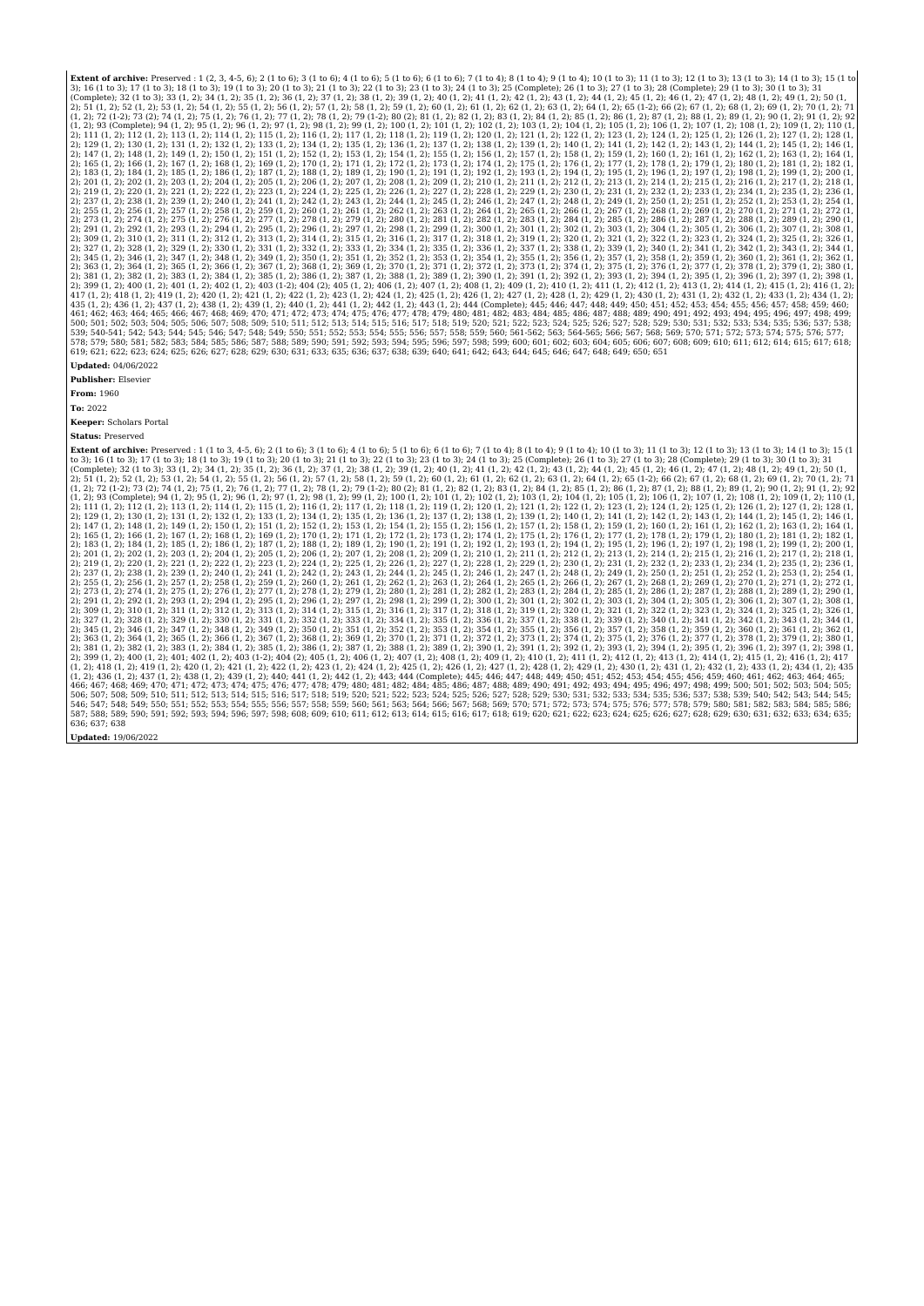**Extent of archive:** Preserved : 1 (2, 3, 4-5, 6); 2 (1 to 6); 3 (1 to 6); 4 (1 to 6); 5 (1 to 6); 6 (1 to 6); 7 (1 to 4); 8 (1 to 4); 9 (1 to 4); 10 (1 to 3); 11 (1 to 3); 12 (1 to 3); 13 (1 to 3); 14 (1 to 3); 15 (1 to 3); 16 (1 to 3); 17 (1 to 3); 18 (1 to 3); 19 (1 to 3); 20 (1 to 3); 21 (1 to 3); 22 (1 to 3); 23 (1 to 3); 24 (1 to 3); 25 (Complete); 26 (1 to 3); 27 (1 to 3); 28 (Complete); 29 (1 to 3); 30 (1 to 3); 31 (Complete); 32 (1 to 3); 33 (1, 2); 34 (1, 2); 35 (1, 2); 36 (1, 2); 37 (1, 2); 38 (1, 2); 39 (1, 2); 40 (1, 2); 41 (1, 2); 42 (1, 2); 43 (1, 2); 44 (1, 2); 45 (1, 2); 46 (1, 2); 47 (1, 2); 48 (1, 2); 49 (1, 2); 50 (1, 2); 51 (1, 2); 52 (1, 2); 53 (1, 2); 54 (1, 2); 55 (1, 2); 56 (1, 2); 57 (1, 2); 58 (1, 2); 59 (1, 2); 60 (1, 2); 61 (1, 2); 62 (1, 2); 63 (1, 2); 64 (1, 2); 65 (1-2); 66 (2); 67 (1, 2); 68 (1, 2); 69 (1, 2); 70 (1, 2); 71 (1, 2); 72 (1-2); 73 (2); 74 (1, 2); 75 (1, 2); 76 (1, 2); 77 (1, 2); 78 (1, 2); 79 (1-2); 80 (2); 81 (1, 2); 82 (1, 2); 83 (1, 2); 84 (1, 2); 85 (1, 2); 86 (1, 2); 87 (1, 2); 88 (1, 2); 89 (1, 2); 90 (1, 2); 91 (1, 2); 92 (1, 2); 93 (Complete); 94 (1, 2); 95 (1, 2); 96 (1, 2); 97 (1, 2); 98 (1, 2); 99 (1, 2); 100 (1, 2); 101 (1, 2); 102 (1, 2); 103 (1, 2); 104 (1, 2); 105 (1, 2); 106 (1, 2); 107 (1, 2); 108 (1, 2); 109 (1, 2); 110 (1, 2); 111 (1, 2); 112 (1, 2); 113 (1, 2); 114 (1, 2); 115 (1, 2); 116 (1, 2); 117 (1, 2); 118 (1, 2); 119 (1, 2); 120 (1, 2); 121 (1, 2); 122 (1, 2); 123 (1, 2); 124 (1, 2); 125 (1, 2); 126 (1, 2); 127 (1, 2); 128 (1, 2); 129 (1, 2); 130 (1, 2); 131 (1, 2); 132 (1, 2); 133 (1, 2); 134 (1, 2); 135 (1, 2); 136 (1, 2); 137 (1, 2); 138 (1, 2); 139 (1, 2); 140 (1, 2); 141 (1, 2); 142 (1, 2); 143 (1, 2); 144 (1, 2); 145 (1, 2); 146 (1, 2); 147 (1, 2); 148 (1, 2); 149 (1, 2); 150 (1, 2); 151 (1, 2); 152 (1, 2); 153 (1, 2); 154 (1, 2); 155 (1, 2); 156 (1, 2); 157 (1, 2); 158 (1, 2); 159 (1, 2); 160 (1, 2); 161 (1, 2); 162 (1, 2); 163 (1, 2); 164 (1, 2); 165 (1, 2); 166 (1, 2); 167 (1, 2); 168 (1, 2); 169 (1, 2); 170 (1, 2); 171 (1, 2); 172 (1, 2); 173 (1, 2); 174 (1, 2); 175 (1, 2); 176 (1, 2); 177 (1, 2); 178 (1, 2); 179 (1, 2); 180 (1, 2); 181 (1, 2); 182 (1, 2); 183 (1, 2); 184 (1, 2); 185 (1, 2); 186 (1, 2); 187 (1, 2); 188 (1, 2); 189 (1, 2); 190 (1, 2); 191 (1, 2); 192 (1, 2); 193 (1, 2); 194 (1, 2); 195 (1, 2); 196 (1, 2); 197 (1, 2); 198 (1, 2); 199 (1, 2); 200 (1, 2); 201 (1, 2); 202 (1, 2); 203 (1, 2); 204 (1, 2); 205 (1, 2); 206 (1, 2); 207 (1, 2); 208 (1, 2); 209 (1, 2); 210 (1, 2); 211 (1, 2); 212 (1, 2); 213 (1, 2); 214 (1, 2); 215 (1, 2); 216 (1, 2); 217 (1, 2); 218 (1, 2); 219 (1, 2); 220 (1, 2); 221 (1, 2); 222 (1, 2); 223 (1, 2); 224 (1, 2); 225 (1, 2); 226 (1, 2); 227 (1, 2); 228 (1, 2); 229 (1, 2); 230 (1, 2); 231 (1, 2); 232 (1, 2); 233 (1, 2); 234 (1, 2); 235 (1, 2); 236 (1, 2); 237 (1, 2); 238 (1, 2); 239 (1, 2); 240 (1, 2); 241 (1, 2); 242 (1, 2); 243 (1, 2); 244 (1, 2); 245 (1, 2); 246 (1, 2); 247 (1, 2); 248 (1, 2); 249 (1, 2); 250 (1, 2); 251 (1, 2); 252 (1, 2); 253 (1, 2); 254 (1, 2); 255 (1, 2); 256 (1, 2); 257 (1, 2); 258 (1, 2); 259 (1, 2); 260 (1, 2); 261 (1, 2); 262 (1, 2); 263 (1, 2); 264 (1, 2); 265 (1, 2); 266 (1, 2); 267 (1, 2); 268 (1, 2); 269 (1, 2); 270 (1, 2); 271 (1, 2); 272 (1, 2); 273 (1, 2); 274 (1, 2); 275 (1, 2); 276 (1, 2); 277 (1, 2); 278 (1, 2); 279 (1, 2); 280 (1, 2); 281 (1, 2); 282 (1, 2); 283 (1, 2); 284 (1, 2); 285 (1, 2); 286 (1, 2); 287 (1, 2); 288 (1, 2); 289 (1, 2); 290 (1, 2); 291 (1, 2); 292 (1, 2); 293 (1, 2); 294 (1, 2); 295 (1, 2); 296 (1, 2); 297 (1, 2); 298 (1, 2); 299 (1, 2); 300 (1, 2); 301 (1, 2); 302 (1, 2); 303 (1, 2); 304 (1, 2); 305 (1, 2); 306 (1, 2); 307 (1, 2); 308 (1, 2); 309 (1, 2); 310 (1, 2); 311 (1, 2); 312 (1, 2); 313 (1, 2); 314 (1, 2); 315 (1, 2); 316 (1, 2); 317 (1, 2); 318 (1, 2); 319 (1, 2); 320 (1, 2); 321 (1, 2); 322 (1, 2); 323 (1, 2); 324 (1, 2); 325 (1, 2); 326 (1, 2); 327 (1, 2); 328 (1, 2); 329 (1, 2); 330 (1, 2); 331 (1, 2); 332 (1, 2); 333 (1, 2); 334 (1, 2); 335 (1, 2); 336 (1, 2); 337 (1, 2); 338 (1, 2); 339 (1, 2); 340 (1, 2); 341 (1, 2); 342 (1, 2); 343 (1, 2); 344 (1, 2); 345 (1, 2); 346 (1, 2); 347 (1, 2); 348 (1, 2); 349 (1, 2); 350 (1, 2); 351 (1, 2); 352 (1, 2); 353 (1, 2); 354 (1, 2); 355 (1, 2); 356 (1, 2); 357 (1, 2); 358 (1, 2); 359 (1, 2); 360 (1, 2); 361 (1, 2); 362 (1, 2); 363 (1, 2); 364 (1, 2); 365 (1, 2); 366 (1, 2); 367 (1, 2); 368 (1, 2); 369 (1, 2); 370 (1, 2); 371 (1, 2); 372 (1, 2); 373 (1, 2); 374 (1, 2); 375 (1, 2); 376 (1, 2); 377 (1, 2); 378 (1, 2); 379 (1, 2); 380 (1, 2); 381 (1, 2); 382 (1, 2); 383 (1, 2); 384 (1, 2); 385 (1, 2); 386 (1, 2); 387 (1, 2); 388 (1, 2); 389 (1, 2); 390 (1, 2); 391 (1, 2); 392 (1, 2); 393 (1, 2); 394 (1, 2); 395 (1, 2); 396 (1, 2); 397 (1, 2); 398 (1, 2); 399 (1, 2); 400 (1, 2); 401 (1, 2); 402 (1, 2); 403 (1-2); 404 (2); 405 (1, 2); 406 (1, 2); 407 (1, 2); 408 (1, 2); 409 (1, 2); 410 (1, 2); 411 (1, 2); 412 (1, 2); 413 (1, 2); 414 (1, 2); 415 (1, 2); 416 (1, 2); 417 (1, 2); 418 (1, 2); 419 (1, 2); 420 (1, 2); 421 (1, 2); 422 (1, 2); 423 (1, 2); 424 (1, 2); 425 (1, 2); 426 (1, 2); 427 (1, 2); 428 (1, 2); 429 (1, 2); 430 (1, 2); 431 (1, 2); 432 (1, 2); 433 (1, 2); 434 (1, 2); 435 (1, 2); 436 (1, 2); 437 (1, 2); 438 (1, 2); 439 (1, 2); 440 (1, 2); 441 (1, 2); 442 (1, 2); 443 (1, 2); 444 (Complete); 445; 446; 447; 448; 449; 450; 451; 452; 453; 454; 455; 456; 457; 458; 459; 460; 461; 462; 463; 464; 465; 466; 467; 468; 469; 470; 471; 472; 473; 474; 475; 476; 477; 478; 479; 480; 481; 482; 483; 484; 485; 486; 487; 488; 489; 490; 491; 492; 493; 494; 495; 496; 497; 498; 499; 500; 501; 502; 503; 504; 505; 506; 507; 508; 509; 510; 511; 512; 513; 514; 515; 516; 517; 518; 519; 520; 521; 522; 523; 524; 525; 526; 527; 528; 529; 530; 531; 532; 533; 534; 535; 536; 537; 538; 539; 540-541; 542; 543; 544; 545; 546; 547; 548; 549; 550; 551; 552; 553; 554; 555; 556; 557; 558; 559; 560; 561-562; 563; 564-565; 566; 567; 568; 569; 570; 571; 572; 573; 574; 575; 576; 577; 578; 579; 580; 581; 582; 583; 584; 585; 586; 587; 588; 589; 590; 591; 592; 593; 594; 595; 596; 597; 598; 599; 600; 601; 602; 603; 604; 605; 606; 607; 608; 609; 610; 611; 612; 614; 615; 617; 618; 619; 621; 622; 623; 624; 625; 626; 627; 628; 629; 630; 631; 633; 635; 636; 637; 638; 639; 640; 641; 642; 643; 644; 645; 646; 647; 648; 649; 650; 651

**Updated:** 04/06/2022

**Publisher:** Elsevier

**From:** 1960

**To:** 2022

**Keeper:** Scholars Portal

**Status:** Preserved

**Extent of archive:** Preserved : 1 (1 to 3, 4-5, 6); 2 (1 to 6); 3 (1 to 6); 4 (1 to 6); 5 (1 to 6); 6 (1 to 6); 7 (1 to 4); 8 (1 to 4); 9 (1 to 4); 10 (1 to 3); 11 (1 to 3); 12 (1 to 3); 13 (1 to 3); 14 (1 to 3); 15 (1 to 3); 16 (1 to 3); 17 (1 to 3); 18 (1 to 3); 19 (1 to 3); 20 (1 to 3); 21 (1 to 3); 22 (1 to 3); 23 (1 to 3); 24 (1 to 3); 25 (Complete); 26 (1 to 3); 27 (1 to 3); 28 (Complete); 29 (1 to 3); 30 (1 to 3); 31 (Complete); 32 (1 to 3); 33 (1, 2); 34 (1, 2); 35 (1, 2); 36 (1, 2); 37 (1, 2); 38 (1, 2); 39 (1, 2); 40 (1, 2); 41 (1, 2); 42 (1, 2); 43 (1, 2); 44 (1, 2); 45 (1, 2); 46 (1, 2); 47 (1, 2); 48 (1, 2); 49 (1, 2); 50 (1, 2); 51 (1, 2); 52 (1, 2); 53 (1, 2); 54 (1, 2); 55 (1, 2); 56 (1, 2); 57 (1, 2); 58 (1, 2); 59 (1, 2); 60 (1, 2); 61 (1, 2); 62 (1, 2); 63 (1, 2); 64 (1, 2); 65 (1-2); 66 (2); 67 (1, 2); 68 (1, 2); 69 (1, 2); 70 (1, 2); 71 (1, 2); 72 (1-2); 73 (2); 74 (1, 2); 75 (1, 2); 76 (1, 2); 77 (1, 2); 78 (1, 2); 79 (1-2); 80 (2); 81 (1, 2); 82 (1, 2); 83 (1, 2); 84 (1, 2); 85 (1, 2); 86 (1, 2); 87 (1, 2); 88 (1, 2); 89 (1, 2); 90 (1, 2); 91 (1, 2); 92 (1, 2); 93 (Complete); 94 (1, 2); 95 (1, 2); 96 (1, 2); 97 (1, 2); 98 (1, 2); 99 (1, 2); 100 (1, 2); 101 (1, 2); 102 (1, 2); 103 (1, 2); 104 (1, 2); 105 (1, 2); 106 (1, 2); 107 (1, 2); 108 (1, 2); 109 (1, 2); 110 (1, 2); 111 (1, 2); 112 (1, 2); 113 (1, 2); 114 (1, 2); 115 (1, 2); 116 (1, 2); 117 (1, 2); 118 (1, 2); 119 (1, 2); 120 (1, 2); 121 (1, 2); 122 (1, 2); 123 (1, 2); 124 (1, 2); 125 (1, 2); 126 (1, 2); 127 (1, 2); 128 (1, 2); 129 (1, 2); 130 (1, 2); 131 (1, 2); 132 (1, 2); 133 (1, 2); 134 (1, 2); 135 (1, 2); 136 (1, 2); 137 (1, 2); 138 (1, 2); 139 (1, 2); 140 (1, 2); 141 (1, 2); 142 (1, 2); 143 (1, 2); 144 (1, 2); 145 (1, 2); 146 (1, 2); 147 (1, 2); 148 (1, 2); 149 (1, 2); 150 (1, 2); 151 (1, 2); 152 (1, 2); 153 (1, 2); 154 (1, 2); 155 (1, 2); 156 (1, 2); 157 (1, 2); 158 (1, 2); 159 (1, 2); 160 (1, 2); 161 (1, 2); 162 (1, 2); 163 (1, 2); 164 (1, 2); 165 (1, 2); 166 (1, 2); 167 (1, 2); 168 (1, 2); 169 (1, 2); 170 (1, 2); 171 (1, 2); 172 (1, 2); 173 (1, 2); 174 (1, 2); 175 (1, 2); 176 (1, 2); 177 (1, 2); 178 (1, 2); 179 (1, 2); 180 (1, 2); 181 (1, 2); 182 (1, 2); 183 (1, 2); 184 (1, 2); 185 (1, 2); 186 (1, 2); 187 (1, 2); 188 (1, 2); 189 (1, 2); 190 (1, 2); 191 (1, 2); 192 (1, 2); 193 (1, 2); 194 (1, 2); 195 (1, 2); 196 (1, 2); 197 (1, 2); 198 (1, 2); 199 (1, 2); 200 (1, 2); 201 (1, 2); 202 (1, 2); 203 (1, 2); 204 (1, 2); 205 (1, 2); 206 (1, 2); 207 (1, 2); 208 (1, 2); 209 (1, 2); 210 (1, 2); 211 (1, 2); 212 (1, 2); 213 (1, 2); 214 (1, 2); 215 (1, 2); 216 (1, 2); 217 (1, 2); 218 (1, 2); 219 (1, 2); 220 (1, 2); 221 (1, 2); 222 (1, 2); 223 (1, 2); 224 (1, 2); 225 (1, 2); 226 (1, 2); 227 (1, 2); 228 (1, 2); 229 (1, 2); 230 (1, 2); 231 (1, 2); 232 (1, 2); 233 (1, 2); 234 (1, 2); 235 (1, 2); 236 (1, 2); 237 (1, 2); 238 (1, 2); 239 (1, 2); 240 (1, 2); 241 (1, 2); 242 (1, 2); 243 (1, 2); 244 (1, 2); 245 (1, 2); 246 (1, 2); 247 (1, 2); 248 (1, 2); 249 (1, 2); 250 (1, 2); 251 (1, 2); 252 (1, 2); 253 (1, 2); 254 (1, 2); 255 (1, 2); 256 (1, 2); 257 (1, 2); 258 (1, 2); 259 (1, 2); 260 (1, 2); 261 (1, 2); 262 (1, 2); 263 (1, 2); 264 (1, 2); 265 (1, 2); 266 (1, 2); 267 (1, 2); 268 (1, 2); 269 (1, 2); 270 (1, 2); 271 (1, 2); 272 (1, 2); 273 (1, 2); 274 (1, 2); 275 (1, 2); 276 (1, 2); 277 (1, 2); 278 (1, 2); 279 (1, 2); 280 (1, 2); 281 (1, 2); 282 (1, 2); 283 (1, 2); 284 (1, 2); 285 (1, 2); 286 (1, 2); 287 (1, 2); 288 (1, 2); 289 (1, 2); 290 (1, 2); 291 (1, 2); 292 (1, 2); 293 (1, 2); 294 (1, 2); 295 (1, 2); 296 (1, 2); 297 (1, 2); 298 (1, 2); 299 (1, 2); 300 (1, 2); 301 (1, 2); 302 (1, 2); 303 (1, 2); 304 (1, 2); 305 (1, 2); 306 (1, 2); 307 (1, 2); 308 (1, 2); 309 (1, 2); 310 (1, 2); 311 (1, 2); 312 (1, 2); 313 (1, 2); 314 (1, 2); 315 (1, 2); 316 (1, 2); 317 (1, 2); 318 (1, 2); 319 (1, 2); 320 (1, 2); 321 (1, 2); 322 (1, 2); 323 (1, 2); 324 (1, 2); 325 (1, 2); 326 (1, 2); 327 (1, 2); 328 (1, 2); 329 (1, 2); 330 (1, 2); 331 (1, 2); 332 (1, 2); 333 (1, 2); 334 (1, 2); 335 (1, 2); 336 (1, 2); 337 (1, 2); 338 (1, 2); 339 (1, 2); 340 (1, 2); 341 (1, 2); 342 (1, 2); 343 (1, 2); 344 (1, 2); 345 (1, 2); 346 (1, 2); 347 (1, 2); 348 (1, 2); 349 (1, 2); 350 (1, 2); 351 (1, 2); 352 (1, 2); 353 (1, 2); 354 (1, 2); 355 (1, 2); 356 (1, 2); 357 (1, 2); 358 (1, 2); 359 (1, 2); 360 (1, 2); 361 (1, 2); 362 (1, 2); 363 (1, 2); 364 (1, 2); 365 (1, 2); 366 (1, 2); 367 (1, 2); 368 (1, 2); 369 (1, 2); 370 (1, 2); 371 (1, 2); 372 (1, 2); 373 (1, 2); 374 (1, 2); 375 (1, 2); 376 (1, 2); 377 (1, 2); 378 (1, 2); 379 (1, 2); 380 (1, 2); 381 (1, 2); 382 (1, 2); 383 (1, 2); 384 (1, 2); 385 (1, 2); 386 (1, 2); 387 (1, 2); 388 (1, 2); 389 (1, 2); 390 (1, 2); 391 (1, 2); 392 (1, 2); 393 (1, 2); 394 (1, 2); 395 (1, 2); 396 (1, 2); 397 (1, 2); 398 (1, 2); 399 (1, 2); 400 (1, 2); 401; 402 (1, 2); 403 (1-2); 404 (2); 405 (1, 2); 406 (1, 2); 407 (1, 2); 408 (1, 2); 409 (1, 2); 410 (1, 2); 411 (1, 2); 412 (1, 2); 413 (1, 2); 414 (1, 2); 415 (1, 2); 416 (1, 2); 417 (1, 2); 418 (1, 2); 419 (1, 2); 420 (1, 2); 421 (1, 2); 422 (1, 2); 423 (1, 2); 424 (1, 2); 425 (1, 2); 426 (1, 2); 427 (1, 2); 428 (1, 2); 429 (1, 2); 430 (1, 2); 431 (1, 2); 432 (1, 2); 433 (1, 2); 434 (1, 2); 435 (1, 2); 436 (1, 2); 437 (1, 2); 438 (1, 2); 439 (1, 2); 440; 441 (1, 2); 442 (1, 2); 443; 444 (Complete); 445; 446; 447; 448; 449; 450; 451; 452; 453; 454; 455; 456; 459; 460; 461; 462; 463; 464; 465; 466; 467; 468; 469; 470; 471; 472; 473; 474; 475; 476; 477; 478; 479; 480; 481; 482; 484; 485; 486; 487; 488; 489; 490; 491; 492; 493; 494; 495; 496; 497; 498; 499; 500; 501; 502; 503; 504; 505; 506; 507; 508; 509; 510; 511; 512; 513; 514; 515; 516; 517; 518; 519; 520; 521; 522; 523; 524; 525; 526; 527; 528; 529; 530; 531; 532; 533; 534; 535; 536; 537; 538; 539; 540; 542; 543; 544; 545; 546; 547; 548; 549; 550; 551; 552; 553; 554; 555; 556; 557; 558; 559; 560; 561; 563; 564; 566; 567; 568; 569; 570; 571; 572; 573; 574; 575; 576; 577; 578; 579; 580; 581; 582; 583; 584; 585; 586; 587; 588; 589; 590; 591; 592; 593; 594; 596; 597; 598; 608; 609; 610; 611; 612; 613; 614; 615; 616; 617; 618; 619; 620; 621; 622; 623; 624; 625; 626; 627; 628; 629; 630; 631; 632; 633; 634; 635; 636; 637; 638

**Updated:** 19/06/2022